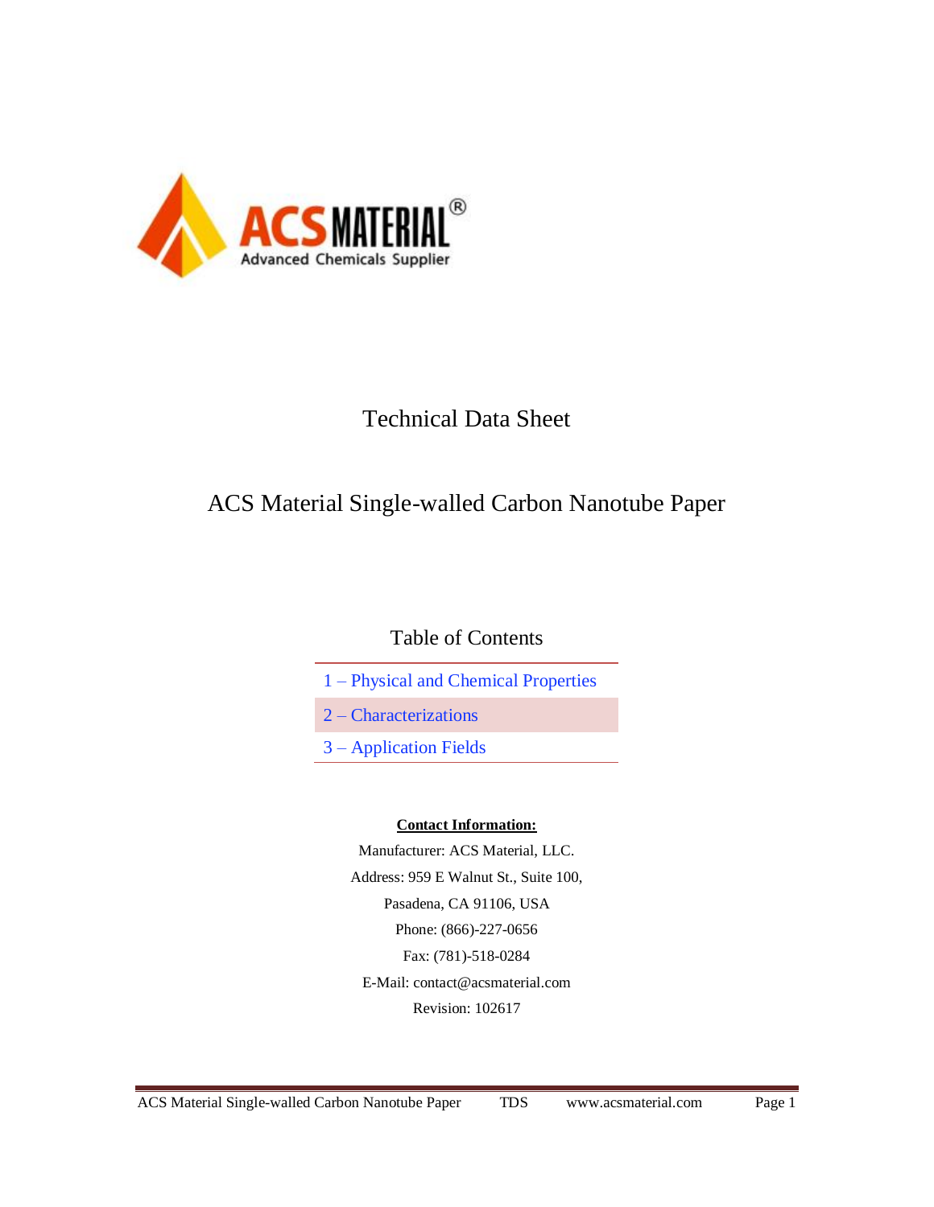ACS MATERIAL®

Advanced Chemicals Supplier

# Technical Data Sheet

## ACS Material Single-walled Carbon Nanotube Paper

### Table of Contents

1 – Physical and Chemical Properties

2 – Characterizations

3 – Application Fields

**Contact Information:**

Manufacturer: ACS Material, LLC.

Address: 959 E Walnut St., Suite 100,

Pasadena, CA 91106, USA

Phone: (866)-227-0656

Fax: (781)-518-0284

E-Mail: contact@acsmaterial.com

Revision: 102617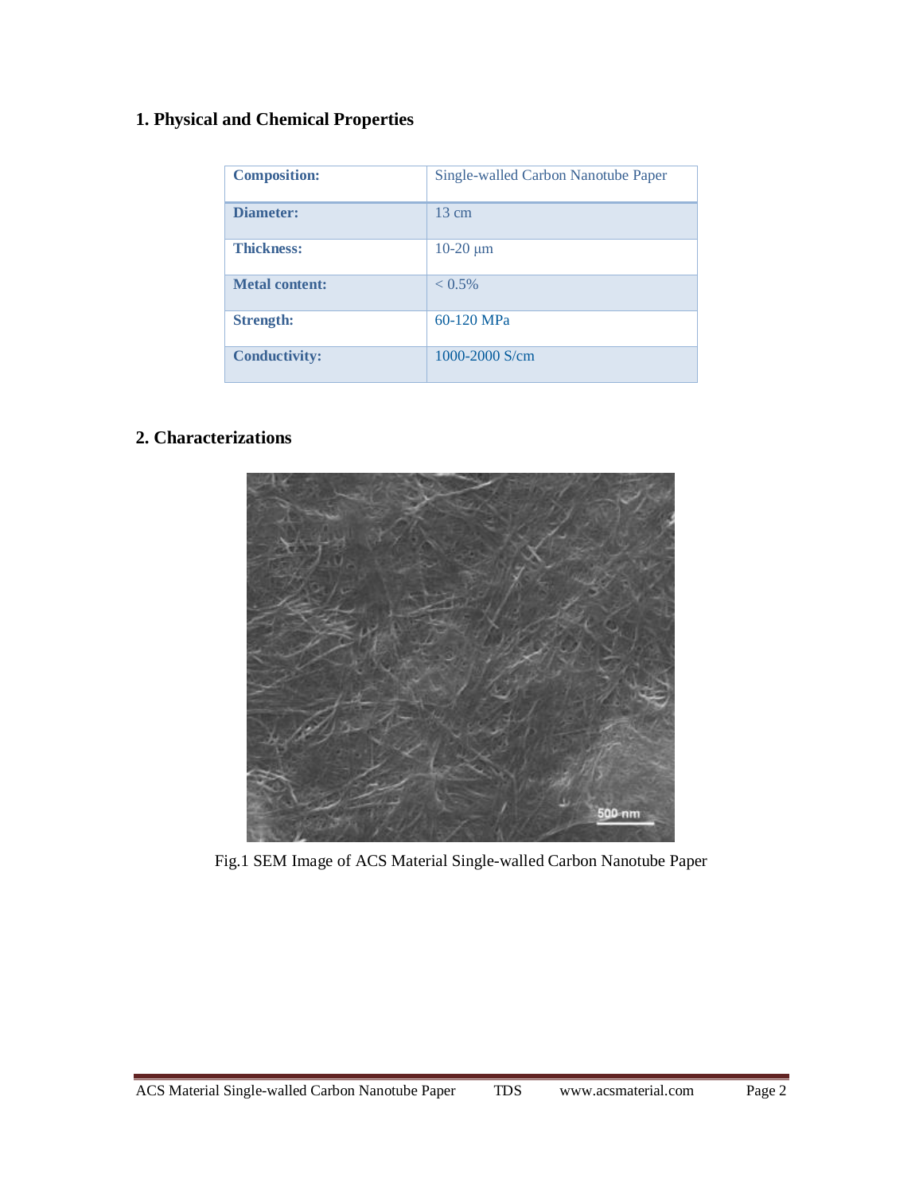## 1. Physical and Chemical Properties

| Composition: | Single-walled Carbon Nanotube Paper |
|---|---|
| Diameter: | 13 cm |
| Thickness: | 10-20 μm |
| Metal content: | < 0.5% |
| Strength: | 60-120 MPa |
| Conductivity: | 1000-2000 S/cm |

## 2. Characterizations

Fig.1 SEM Image of ACS Material Single-walled Carbon Nanotube Paper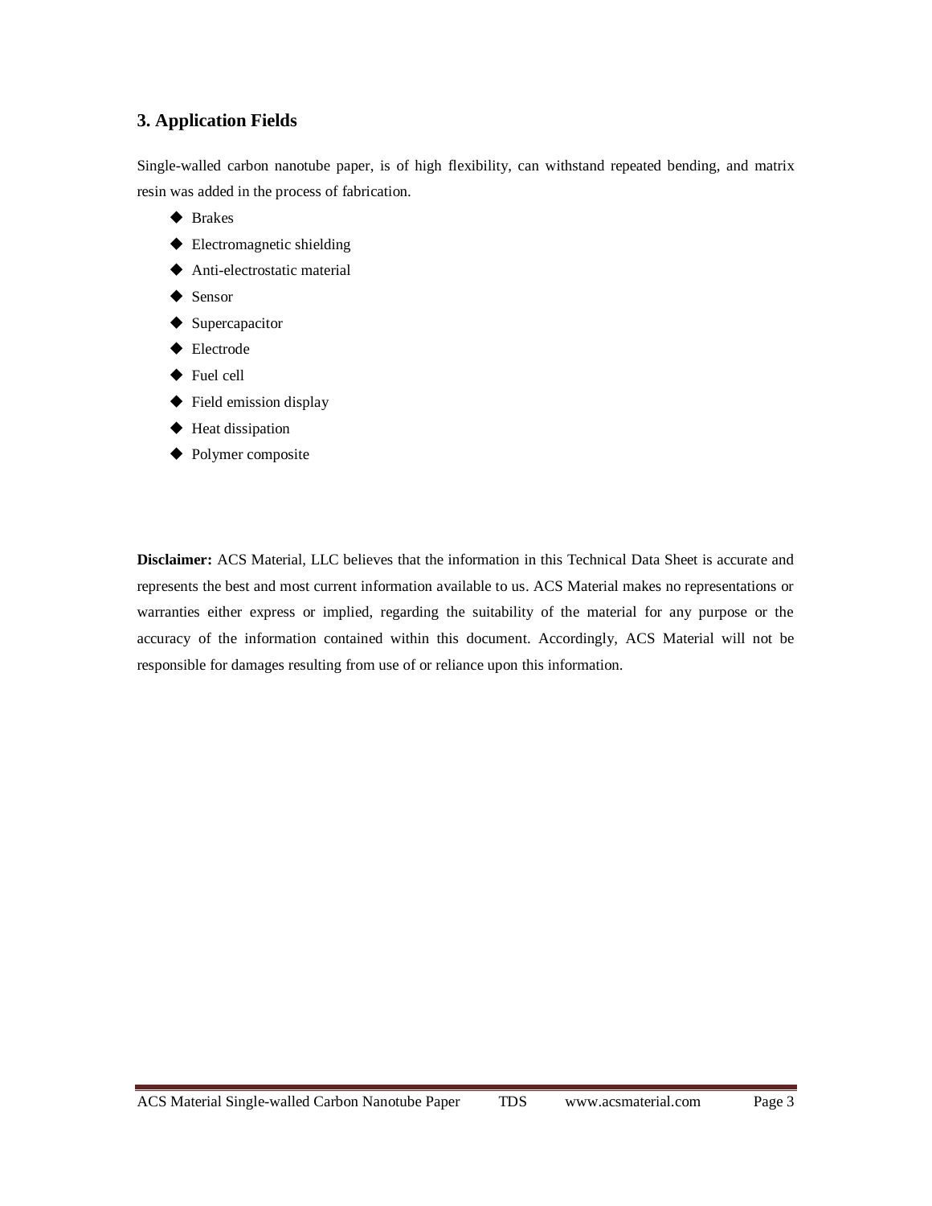## 3. Application Fields

Single-walled carbon nanotube paper, is of high flexibility, can withstand repeated bending, and matrix resin was added in the process of fabrication.

- Brakes
- Electromagnetic shielding
- Anti-electrostatic material
- Sensor
- Supercapacitor
- Electrode
- Fuel cell
- Field emission display
- Heat dissipation
- Polymer composite

**Disclaimer:** ACS Material, LLC believes that the information in this Technical Data Sheet is accurate and represents the best and most current information available to us. ACS Material makes no representations or warranties either express or implied, regarding the suitability of the material for any purpose or the accuracy of the information contained within this document. Accordingly, ACS Material will not be responsible for damages resulting from use of or reliance upon this information.